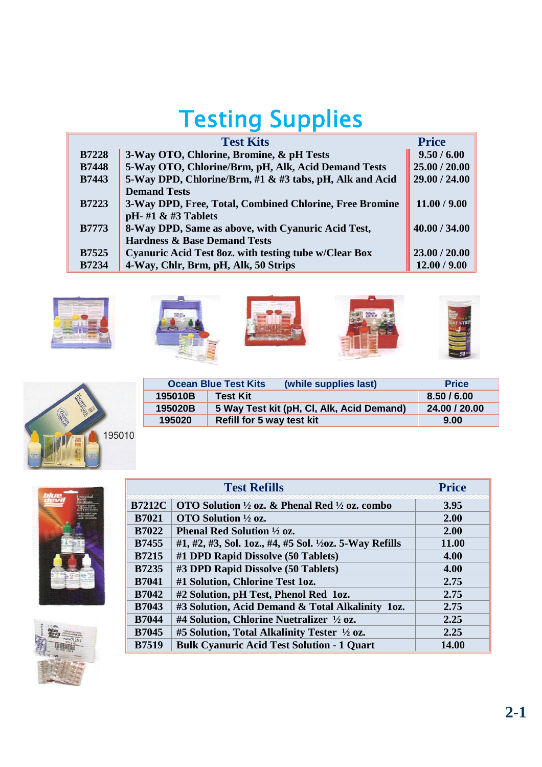# Testing Supplies

| | Test Kits | Price |
|---|---|---|
| B7228 | 3-Way OTO, Chlorine, Bromine, & pH Tests | 9.50 / 6.00 |
| B7448 | 5-Way OTO, Chlorine/Brm, pH, Alk, Acid Demand Tests | 25.00 / 20.00 |
| B7443 | 5-Way DPD, Chlorine/Brm, #1 & #3 tabs, pH, Alk and Acid Demand Tests | 29.00 / 24.00 |
| B7223 | 3-Way DPD, Free, Total, Combined Chlorine, Free Bromine pH- #1 & #3 Tablets | 11.00 / 9.00 |
| B7773 | 8-Way DPD, Same as above, with Cyanuric Acid Test, Hardness & Base Demand Tests | 40.00 / 34.00 |
| B7525 | Cyanuric Acid Test 8oz. with testing tube w/Clear Box | 23.00 / 20.00 |
| B7234 | 4-Way, Chlr, Brm, pH, Alk, 50 Strips | 12.00 / 9.00 |

195010

| | Ocean Blue Test Kits (while supplies last) | Price |
|---|---|---|
| 195010B | Test Kit | 8.50 / 6.00 |
| 195020B | 5 Way Test kit (pH, Cl, Alk, Acid Demand) | 24.00 / 20.00 |
| 195020 | Refill for 5 way test kit | 9.00 |

| | Test Refills | Price |
|---|---|---|
| B7212C | OTO Solution ½ oz. & Phenal Red ½ oz. combo | 3.95 |
| B7021 | OTO Solution ½ oz. | 2.00 |
| B7022 | Phenal Red Solution ½ oz. | 2.00 |
| B7455 | #1, #2, #3, Sol. 1oz., #4, #5 Sol. ½oz. 5-Way Refills | 11.00 |
| B7215 | #1 DPD Rapid Dissolve (50 Tablets) | 4.00 |
| B7235 | #3 DPD Rapid Dissolve (50 Tablets) | 4.00 |
| B7041 | #1 Solution, Chlorine Test 1oz. | 2.75 |
| B7042 | #2 Solution, pH Test, Phenol Red 1oz. | 2.75 |
| B7043 | #3 Solution, Acid Demand & Total Alkalinity 1oz. | 2.75 |
| B7044 | #4 Solution, Chlorine Nuetralizer ½ oz. | 2.25 |
| B7045 | #5 Solution, Total Alkalinity Tester ½ oz. | 2.25 |
| B7519 | Bulk Cyanuric Acid Test Solution - 1 Quart | 14.00 |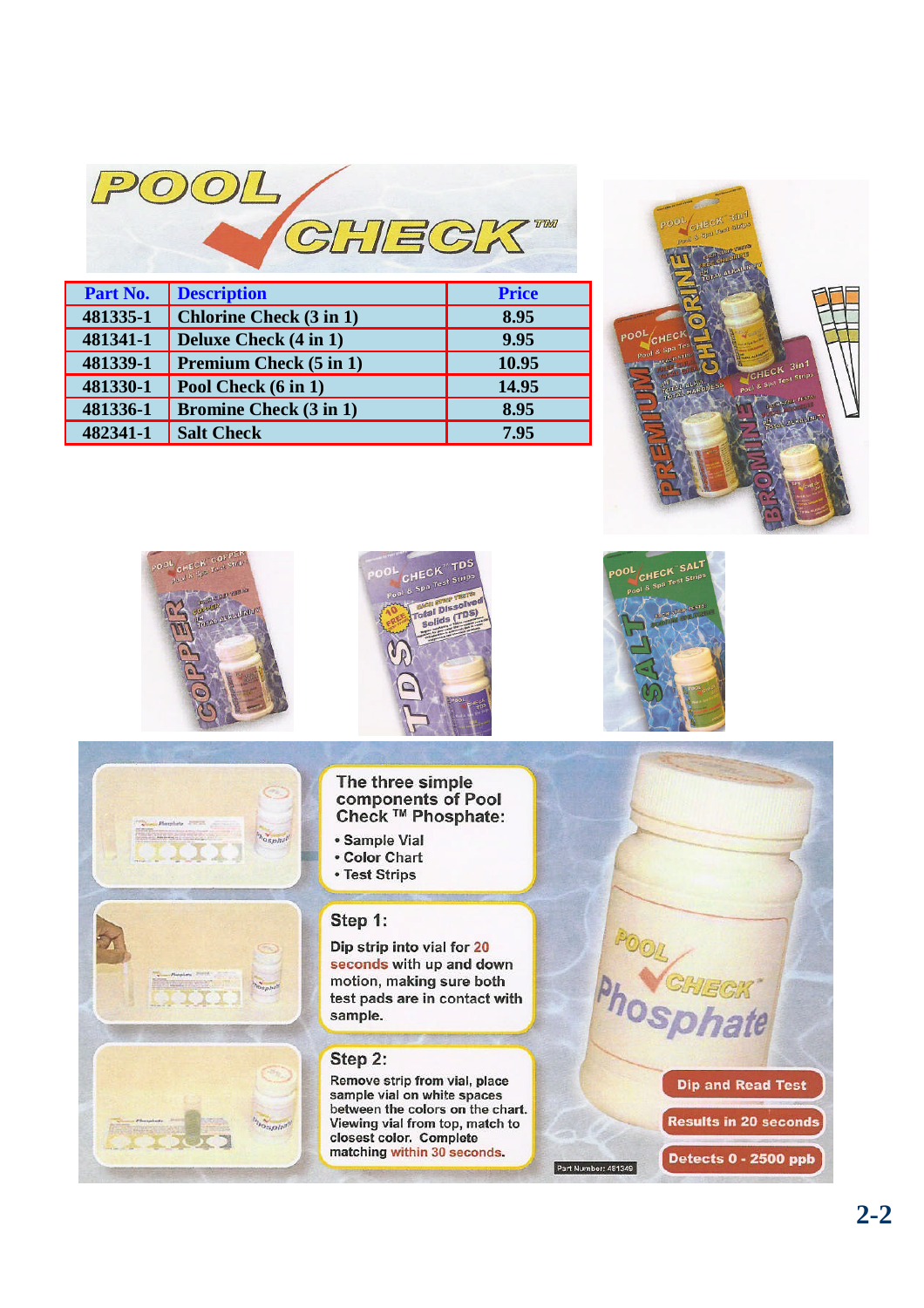# POOL CHECK™

| Part No. | Description | Price |
|---|---|---|
| 481335-1 | Chlorine Check (3 in 1) | 8.95 |
| 481341-1 | Deluxe Check (4 in 1) | 9.95 |
| 481339-1 | Premium Check (5 in 1) | 10.95 |
| 481330-1 | Pool Check (6 in 1) | 14.95 |
| 481336-1 | Bromine Check (3 in 1) | 8.95 |
| 482341-1 | Salt Check | 7.95 |

The three simple components of Pool Check ™ Phosphate:

- Sample Vial
- Color Chart
- Test Strips

**Step 1:**

Dip strip into vial for 20 seconds with up and down motion, making sure both test pads are in contact with sample.

**Step 2:**

Remove strip from vial, place sample vial on white spaces between the colors on the chart. Viewing vial from top, match to closest color. Complete matching within 30 seconds.

Pool Check Phosphate

Dip and Read Test

Results in 20 seconds

Detects 0 - 2500 ppb

Part Number: 481349